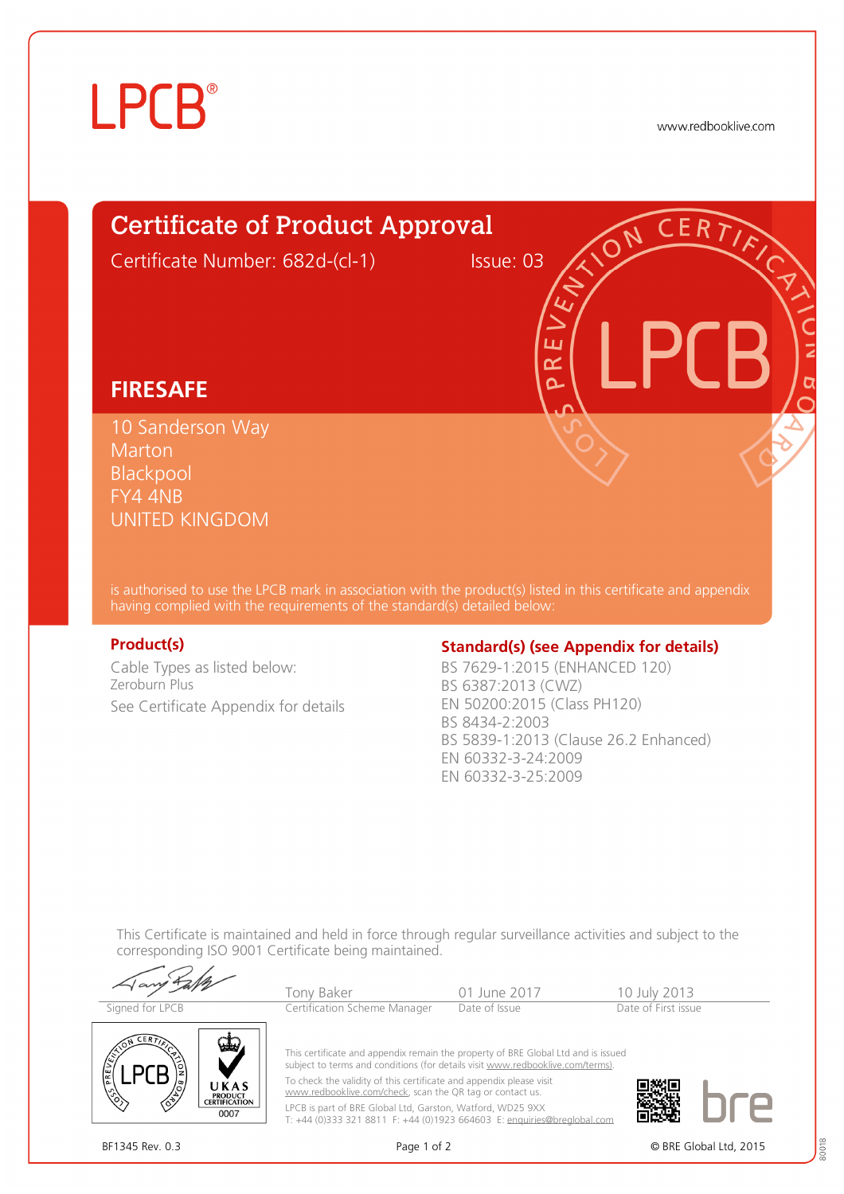LPCB®

www.redbooklive.com

# Certificate of Product Approval

Certificate Number: 682d-(cl-1) Issue: 03

## FIRESAFE

10 Sanderson Way
Marton
Blackpool
FY4 4NB
UNITED KINGDOM

is authorised to use the LPCB mark in association with the product(s) listed in this certificate and appendix having complied with the requirements of the standard(s) detailed below:

### Product(s)

Cable Types as listed below:
Zeroburn Plus

See Certificate Appendix for details

### Standard(s) (see Appendix for details)

BS 7629-1:2015 (ENHANCED 120)
BS 6387:2013 (CWZ)
EN 50200:2015 (Class PH120)
BS 8434-2:2003
BS 5839-1:2013 (Clause 26.2 Enhanced)
EN 60332-3-24:2009
EN 60332-3-25:2009

This Certificate is maintained and held in force through regular surveillance activities and subject to the corresponding ISO 9001 Certificate being maintained.

| Signed for LPCB | Tony Baker | 01 June 2017 | 10 July 2013 |
|---|---|---|---|
| | Certification Scheme Manager | Date of Issue | Date of First issue |

UKAS PRODUCT CERTIFICATION 0007

This certificate and appendix remain the property of BRE Global Ltd and is issued subject to terms and conditions (for details visit www.redbooklive.com/terms).

To check the validity of this certificate and appendix please visit www.redbooklive.com/check, scan the QR tag or contact us.

LPCB is part of BRE Global Ltd, Garston, Watford, WD25 9XX
T: +44 (0)333 321 8811 F: +44 (0)1923 664603 E: enquiries@breglobal.com

bre

BF1345 Rev. 0.3

© BRE Global Ltd, 2015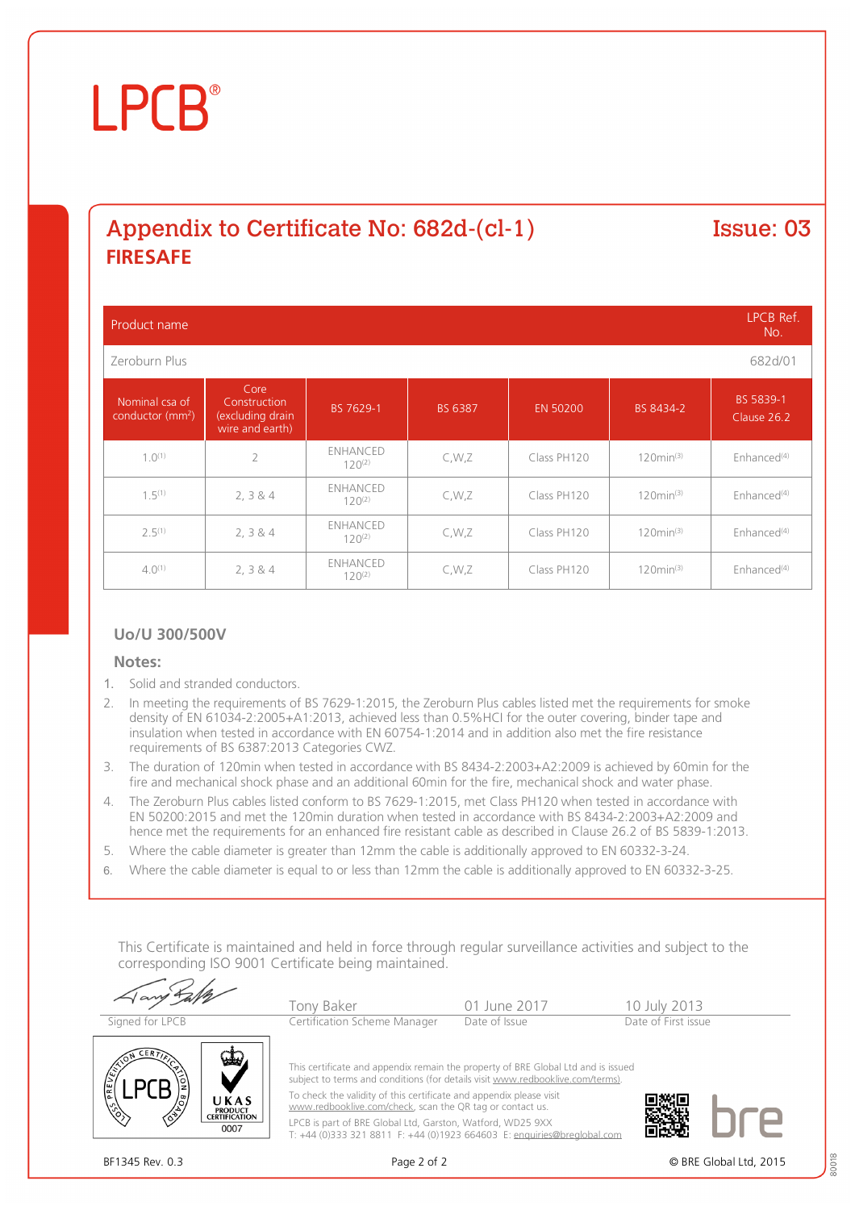# LPCB®

## Appendix to Certificate No: 682d-(cl-1) Issue: 03

## FIRESAFE

| Product name | | | | | | LPCB Ref. No. |
|---|---|---|---|---|---|---|
| Zeroburn Plus | | | | | | 682d/01 |
| Nominal csa of conductor (mm²) | Core Construction (excluding drain wire and earth) | BS 7629-1 | BS 6387 | EN 50200 | BS 8434-2 | BS 5839-1 Clause 26.2 |
| 1.0[1] | 2 | ENHANCED 120[2] | C,W,Z | Class PH120 | 120min[3] | Enhanced[4] |
| 1.5[1] | 2, 3 & 4 | ENHANCED 120[2] | C,W,Z | Class PH120 | 120min[3] | Enhanced[4] |
| 2.5[1] | 2, 3 & 4 | ENHANCED 120[2] | C,W,Z | Class PH120 | 120min[3] | Enhanced[4] |
| 4.0[1] | 2, 3 & 4 | ENHANCED 120[2] | C,W,Z | Class PH120 | 120min[3] | Enhanced[4] |

### Uo/U 300/500V

### Notes:

1. Solid and stranded conductors.
2. In meeting the requirements of BS 7629-1:2015, the Zeroburn Plus cables listed met the requirements for smoke density of EN 61034-2:2005+A1:2013, achieved less than 0.5%HCI for the outer covering, binder tape and insulation when tested in accordance with EN 60754-1:2014 and in addition also met the fire resistance requirements of BS 6387:2013 Categories CWZ.
3. The duration of 120min when tested in accordance with BS 8434-2:2003+A2:2009 is achieved by 60min for the fire and mechanical shock phase and an additional 60min for the fire, mechanical shock and water phase.
4. The Zeroburn Plus cables listed conform to BS 7629-1:2015, met Class PH120 when tested in accordance with EN 50200:2015 and met the 120min duration when tested in accordance with BS 8434-2:2003+A2:2009 and hence met the requirements for an enhanced fire resistant cable as described in Clause 26.2 of BS 5839-1:2013.
5. Where the cable diameter is greater than 12mm the cable is additionally approved to EN60332-3-24.
6. Where the cable diameter is equal to or less than 12mm the cable is additionally approved to EN 60332-3-25.

This Certificate is maintained and held in force through regular surveillance activities and subject to the corresponding ISO 9001 Certificate being maintained.

| Signed for LPCB | Tony Baker<br>Certification Scheme Manager | 01 June 2017<br>Date of Issue | 10 July 2013<br>Date of First issue |
|---|---|---|---|

This certificate and appendix remain the property of BRE Global Ltd and is issued subject to terms and conditions (for details visit www.redbooklive.com/terms).

To check the validity of this certificate and appendix please visit www.redbooklive.com/check, scan the QR tag or contact us.

LPCB is part of BRE Global Ltd, Garston, Watford, WD25 9XX
T: +44 (0)333 321 8811 F: +44 (0)1923 664603 E: enquiries@breglobal.com

UKAS PRODUCT CERTIFICATION 0007

BF1345 Rev. 0.3

© BRE Global Ltd, 2015